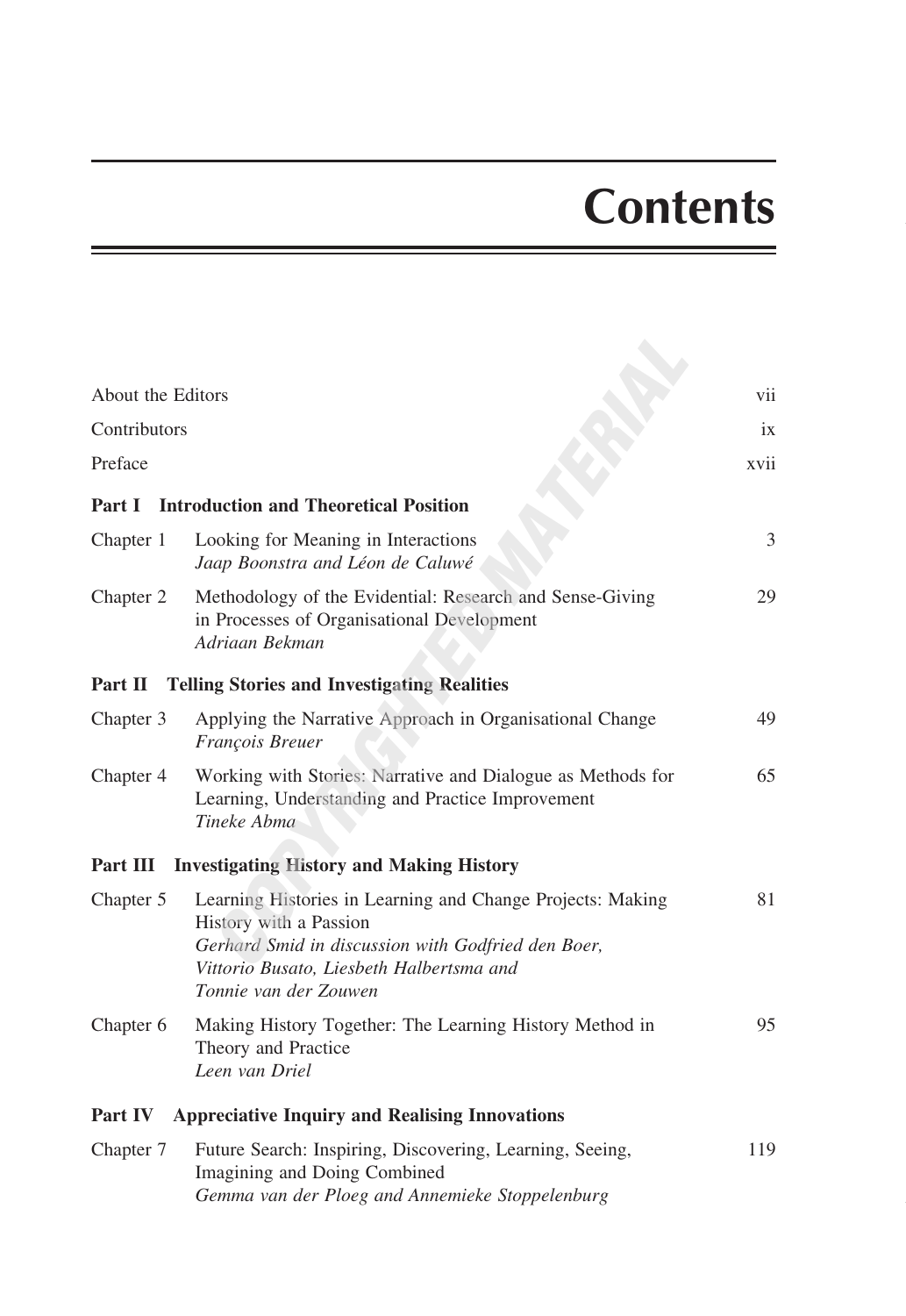# Contents

| | | |
|---|---|---|
| About the Editors | | vii |
| Contributors | | ix |
| Preface | | xvii |
| **Part I** | **Introduction and Theoretical Position** | |
| Chapter 1 | Looking for Meaning in Interactions<br>*Jaap Boonstra and Léon de Caluwé* | 3 |
| Chapter 2 | Methodology of the Evidential: Research and Sense-Giving in Processes of Organisational Development<br>*Adriaan Bekman* | 29 |
| **Part II** | **Telling Stories and Investigating Realities** | |
| Chapter 3 | Applying the Narrative Approach in Organisational Change<br>*François Breuer* | 49 |
| Chapter 4 | Working with Stories: Narrative and Dialogue as Methods for Learning, Understanding and Practice Improvement<br>*Tineke Abma* | 65 |
| **Part III** | **Investigating History and Making History** | |
| Chapter 5 | Learning Histories in Learning and Change Projects: Making History with a Passion<br>*Gerhard Smid in discussion with Godfried den Boer, Vittorio Busato, Liesbeth Halbertsma and Tonnie van der Zouwen* | 81 |
| Chapter 6 | Making History Together: The Learning History Method in Theory and Practice<br>*Leen van Driel* | 95 |
| **Part IV** | **Appreciative Inquiry and Realising Innovations** | |
| Chapter 7 | Future Search: Inspiring, Discovering, Learning, Seeing, Imagining and Doing Combined<br>*Gemma van der Ploeg and Annemieke Stoppelenburg* | 119 |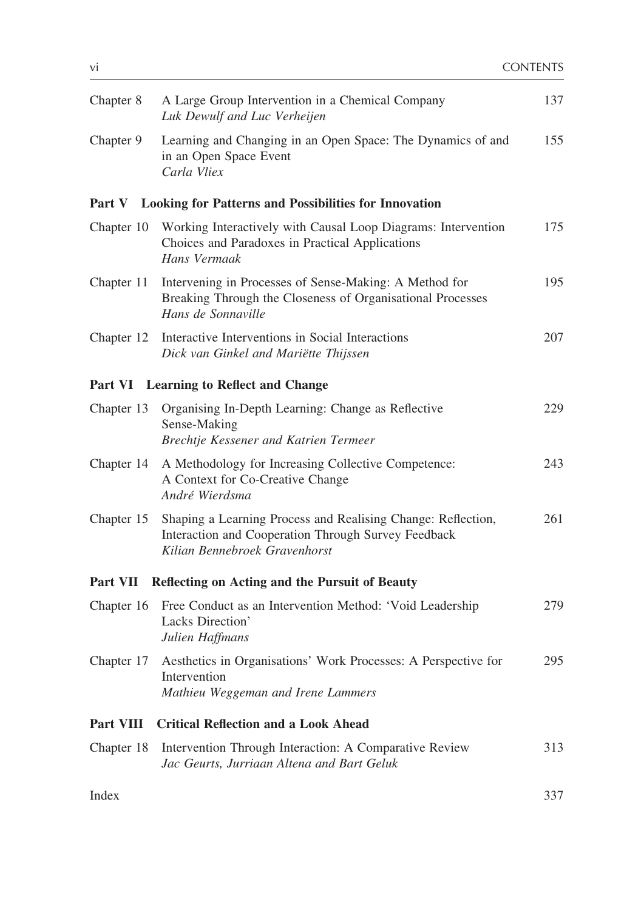| | | |
|---|---|---|
| Chapter 8 | A Large Group Intervention in a Chemical Company<br>*Luk Dewulf and Luc Verheijen* | 137 |
| Chapter 9 | Learning and Changing in an Open Space: The Dynamics of and in an Open Space Event<br>*Carla Vliex* | 155 |
| **Part V** | **Looking for Patterns and Possibilities for Innovation** | |
| Chapter 10 | Working Interactively with Causal Loop Diagrams: Intervention Choices and Paradoxes in Practical Applications<br>*Hans Vermaak* | 175 |
| Chapter 11 | Intervening in Processes of Sense-Making: A Method for Breaking Through the Closeness of Organisational Processes<br>*Hans de Sonnaville* | 195 |
| Chapter 12 | Interactive Interventions in Social Interactions<br>*Dick van Ginkel and Mariëtte Thijssen* | 207 |
| **Part VI** | **Learning to Reflect and Change** | |
| Chapter 13 | Organising In-Depth Learning: Change as Reflective Sense-Making<br>*Brechtje Kessener and Katrien Termeer* | 229 |
| Chapter 14 | A Methodology for Increasing Collective Competence: A Context for Co-Creative Change<br>*André Wierdsma* | 243 |
| Chapter 15 | Shaping a Learning Process and Realising Change: Reflection, Interaction and Cooperation Through Survey Feedback<br>*Kilian Bennebroek Gravenhorst* | 261 |
| **Part VII** | **Reflecting on Acting and the Pursuit of Beauty** | |
| Chapter 16 | Free Conduct as an Intervention Method: 'Void Leadership Lacks Direction'<br>*Julien Haffmans* | 279 |
| Chapter 17 | Aesthetics in Organisations' Work Processes: A Perspective for Intervention<br>*Mathieu Weggeman and Irene Lammers* | 295 |
| **Part VIII** | **Critical Reflection and a Look Ahead** | |
| Chapter 18 | Intervention Through Interaction: A Comparative Review<br>*Jac Geurts, Jurriaan Altena and Bart Geluk* | 313 |
| Index | | 337 |